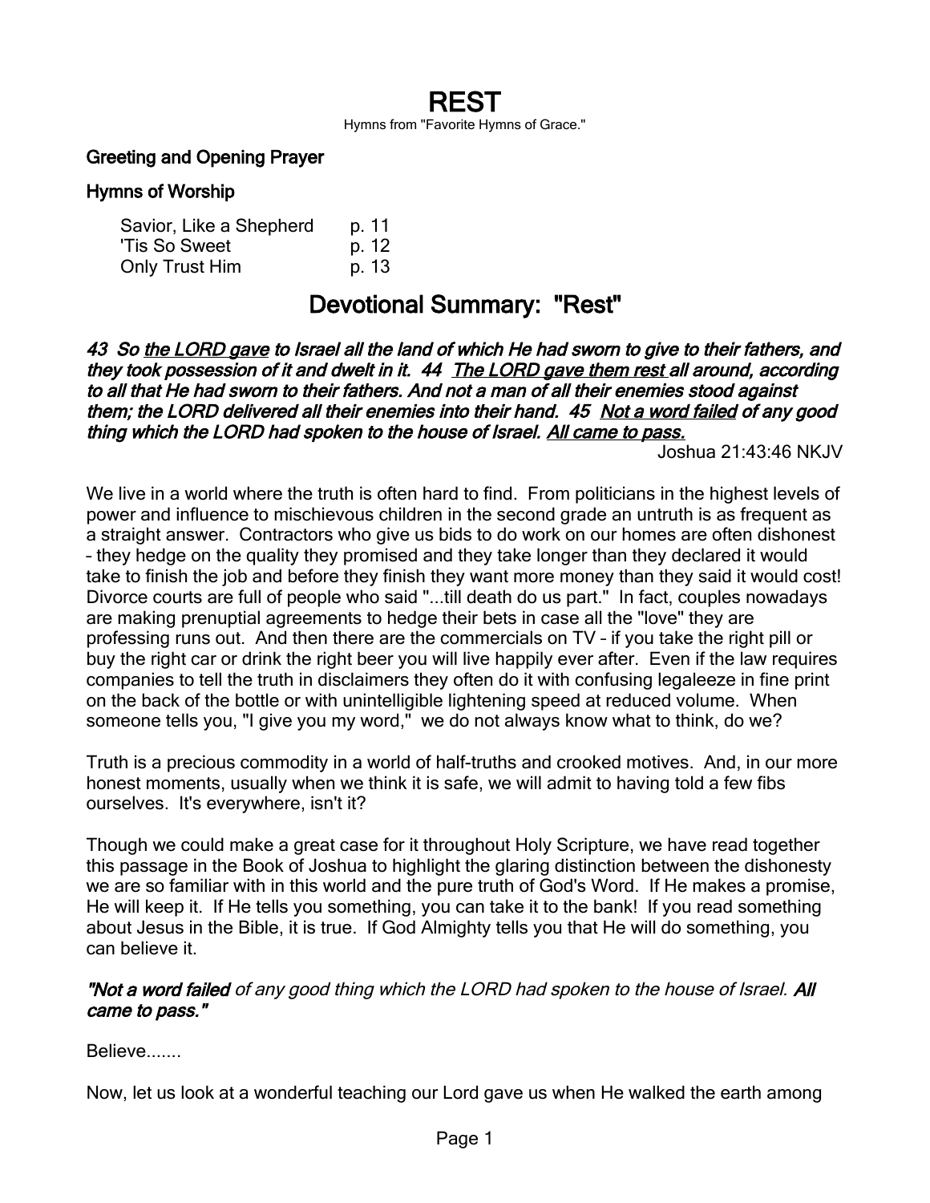# REST

Hymns from "Favorite Hymns of Grace."

**Greeting and Opening Prayer**

**Hymns of Worship**

| | |
|---|---|
| Savior, Like a Shepherd | p. 11 |
| 'Tis So Sweet | p. 12 |
| Only Trust Him | p. 13 |

## Devotional Summary: "Rest"

***43 So <u>the LORD gave</u> to Israel all the land of which He had sworn to give to their fathers, and they took possession of it and dwelt in it. 44 <u>The LORD gave them rest</u> all around, according to all that He had sworn to their fathers. And not a man of all their enemies stood against them; the LORD delivered all their enemies into their hand. 45 <u>Not a word failed</u> of any good thing which the LORD had spoken to the house of Israel. <u>All came to pass.</u>***

Joshua 21:43:46 NKJV

We live in a world where the truth is often hard to find. From politicians in the highest levels of power and influence to mischievous children in the second grade an untruth is as frequent as a straight answer. Contractors who give us bids to do work on our homes are often dishonest – they hedge on the quality they promised and they take longer than they declared it would take to finish the job and before they finish they want more money than they said it would cost! Divorce courts are full of people who said "...till death do us part." In fact, couples nowadays are making prenuptial agreements to hedge their bets in case all the "love" they are professing runs out. And then there are the commercials on TV – if you take the right pill or buy the right car or drink the right beer you will live happily ever after. Even if the law requires companies to tell the truth in disclaimers they often do it with confusing legaleeze in fine print on the back of the bottle or with unintelligible lightening speed at reduced volume. When someone tells you, "I give you my word," we do not always know what to think, do we?

Truth is a precious commodity in a world of half-truths and crooked motives. And, in our more honest moments, usually when we think it is safe, we will admit to having told a few fibs ourselves. It's everywhere, isn't it?

Though we could make a great case for it throughout Holy Scripture, we have read together this passage in the Book of Joshua to highlight the glaring distinction between the dishonesty we are so familiar with in this world and the pure truth of God's Word. If He makes a promise, He will keep it. If He tells you something, you can take it to the bank! If you read something about Jesus in the Bible, it is true. If God Almighty tells you that He will do something, you can believe it.

***"Not a word failed*** *of any good thing which the LORD had spoken to the house of Israel.* ***All came to pass."***

Believe.......

Now, let us look at a wonderful teaching our Lord gave us when He walked the earth among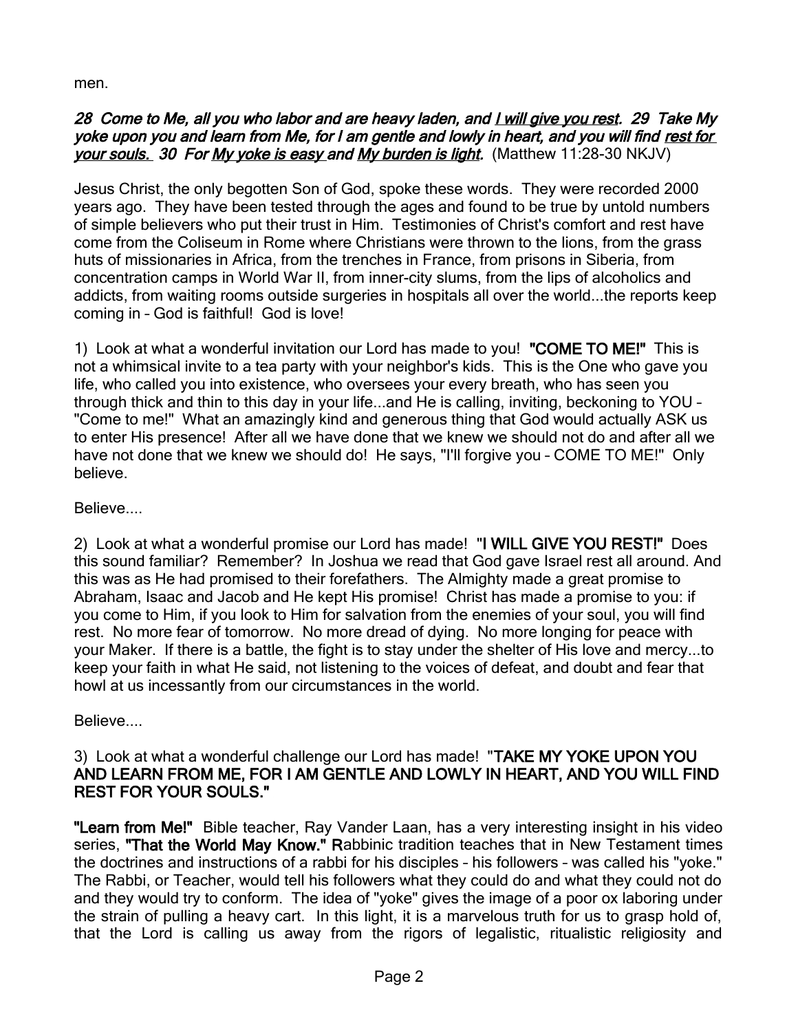men.

***28 Come to Me, all you who labor and are heavy laden, and <u>I will give you rest</u>. 29 Take My yoke upon you and learn from Me, for I am gentle and lowly in heart, and you will find <u>rest for your souls.</u> 30 For <u>My yoke is easy</u> and <u>My burden is light</u>.*** (Matthew 11:28-30 NKJV)

Jesus Christ, the only begotten Son of God, spoke these words. They were recorded 2000 years ago. They have been tested through the ages and found to be true by untold numbers of simple believers who put their trust in Him. Testimonies of Christ's comfort and rest have come from the Coliseum in Rome where Christians were thrown to the lions, from the grass huts of missionaries in Africa, from the trenches in France, from prisons in Siberia, from concentration camps in World War II, from inner-city slums, from the lips of alcoholics and addicts, from waiting rooms outside surgeries in hospitals all over the world...the reports keep coming in – God is faithful! God is love!

1) Look at what a wonderful invitation our Lord has made to you! **"COME TO ME!"** This is not a whimsical invite to a tea party with your neighbor's kids. This is the One who gave you life, who called you into existence, who oversees your every breath, who has seen you through thick and thin to this day in your life...and He is calling, inviting, beckoning to YOU – "Come to me!" What an amazingly kind and generous thing that God would actually ASK us to enter His presence! After all we have done that we knew we should not do and after all we have not done that we knew we should do! He says, "I'll forgive you – COME TO ME!" Only believe.

Believe....

2) Look at what a wonderful promise our Lord has made! "**I WILL GIVE YOU REST!"** Does this sound familiar? Remember? In Joshua we read that God gave Israel rest all around. And this was as He had promised to their forefathers. The Almighty made a great promise to Abraham, Isaac and Jacob and He kept His promise! Christ has made a promise to you: if you come to Him, if you look to Him for salvation from the enemies of your soul, you will find rest. No more fear of tomorrow. No more dread of dying. No more longing for peace with your Maker. If there is a battle, the fight is to stay under the shelter of His love and mercy...to keep your faith in what He said, not listening to the voices of defeat, and doubt and fear that howl at us incessantly from our circumstances in the world.

Believe....

3) Look at what a wonderful challenge our Lord has made! "**TAKE MY YOKE UPON YOU AND LEARN FROM ME, FOR I AM GENTLE AND LOWLY IN HEART, AND YOU WILL FIND REST FOR YOUR SOULS."**

**"Learn from Me!"** Bible teacher, Ray Vander Laan, has a very interesting insight in his video series, **"That the World May Know." R**abbinic tradition teaches that in New Testament times the doctrines and instructions of a rabbi for his disciples – his followers – was called his "yoke." The Rabbi, or Teacher, would tell his followers what they could do and what they could not do and they would try to conform. The idea of "yoke" gives the image of a poor ox laboring under the strain of pulling a heavy cart. In this light, it is a marvelous truth for us to grasp hold of, that the Lord is calling us away from the rigors of legalistic, ritualistic religiosity and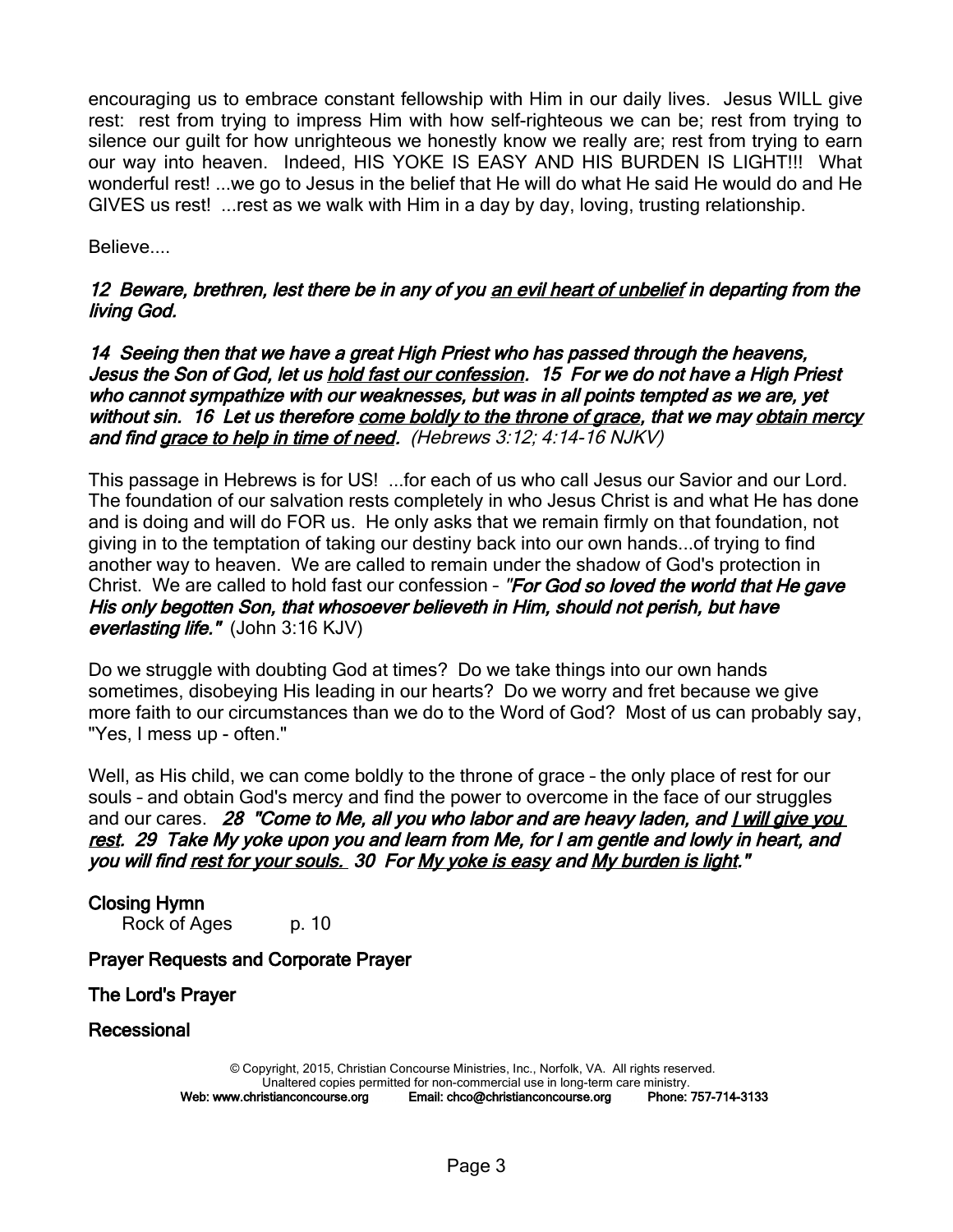encouraging us to embrace constant fellowship with Him in our daily lives. Jesus WILL give rest: rest from trying to impress Him with how self-righteous we can be; rest from trying to silence our guilt for how unrighteous we honestly know we really are; rest from trying to earn our way into heaven. Indeed, HIS YOKE IS EASY AND HIS BURDEN IS LIGHT!!! What wonderful rest! ...we go to Jesus in the belief that He will do what He said He would do and He GIVES us rest! ...rest as we walk with Him in a day by day, loving, trusting relationship.

Believe....

***12 Beware, brethren, lest there be in any of you <u>an evil heart of unbelief</u> in departing from the living God.***

***14 Seeing then that we have a great High Priest who has passed through the heavens, Jesus the Son of God, let us <u>hold fast our confession</u>. 15 For we do not have a High Priest who cannot sympathize with our weaknesses, but was in all points tempted as we are, yet without sin. 16 Let us therefore <u>come boldly to the throne of grace</u>, that we may <u>obtain mercy</u> and find <u>grace to help in time of need</u>.*** *(Hebrews 3:12; 4:14-16 NJKV)*

This passage in Hebrews is for US! ...for each of us who call Jesus our Savior and our Lord. The foundation of our salvation rests completely in who Jesus Christ is and what He has done and is doing and will do FOR us. He only asks that we remain firmly on that foundation, not giving in to the temptation of taking our destiny back into our own hands...of trying to find another way to heaven. We are called to remain under the shadow of God's protection in Christ. We are called to hold fast our confession – ***"For God so loved the world that He gave His only begotten Son, that whosoever believeth in Him, should not perish, but have everlasting life."*** (John 3:16 KJV)

Do we struggle with doubting God at times? Do we take things into our own hands sometimes, disobeying His leading in our hearts? Do we worry and fret because we give more faith to our circumstances than we do to the Word of God? Most of us can probably say, "Yes, I mess up - often."

Well, as His child, we can come boldly to the throne of grace – the only place of rest for our souls – and obtain God's mercy and find the power to overcome in the face of our struggles and our cares. ***28 "Come to Me, all you who labor and are heavy laden, and <u>I will give you rest</u>. 29 Take My yoke upon you and learn from Me, for I am gentle and lowly in heart, and you will find <u>rest for your souls.</u> 30 For <u>My yoke is easy</u> and <u>My burden is light</u>."***

**Closing Hymn**

Rock of Ages p. 10

**Prayer Requests and Corporate Prayer**

**The Lord's Prayer**

**Recessional**

© Copyright, 2015, Christian Concourse Ministries, Inc., Norfolk, VA. All rights reserved.
Unaltered copies permitted for non-commercial use in long-term care ministry.
**Web: www.christianconcourse.org Email: chco@christianconcourse.org Phone: 757-714-3133**